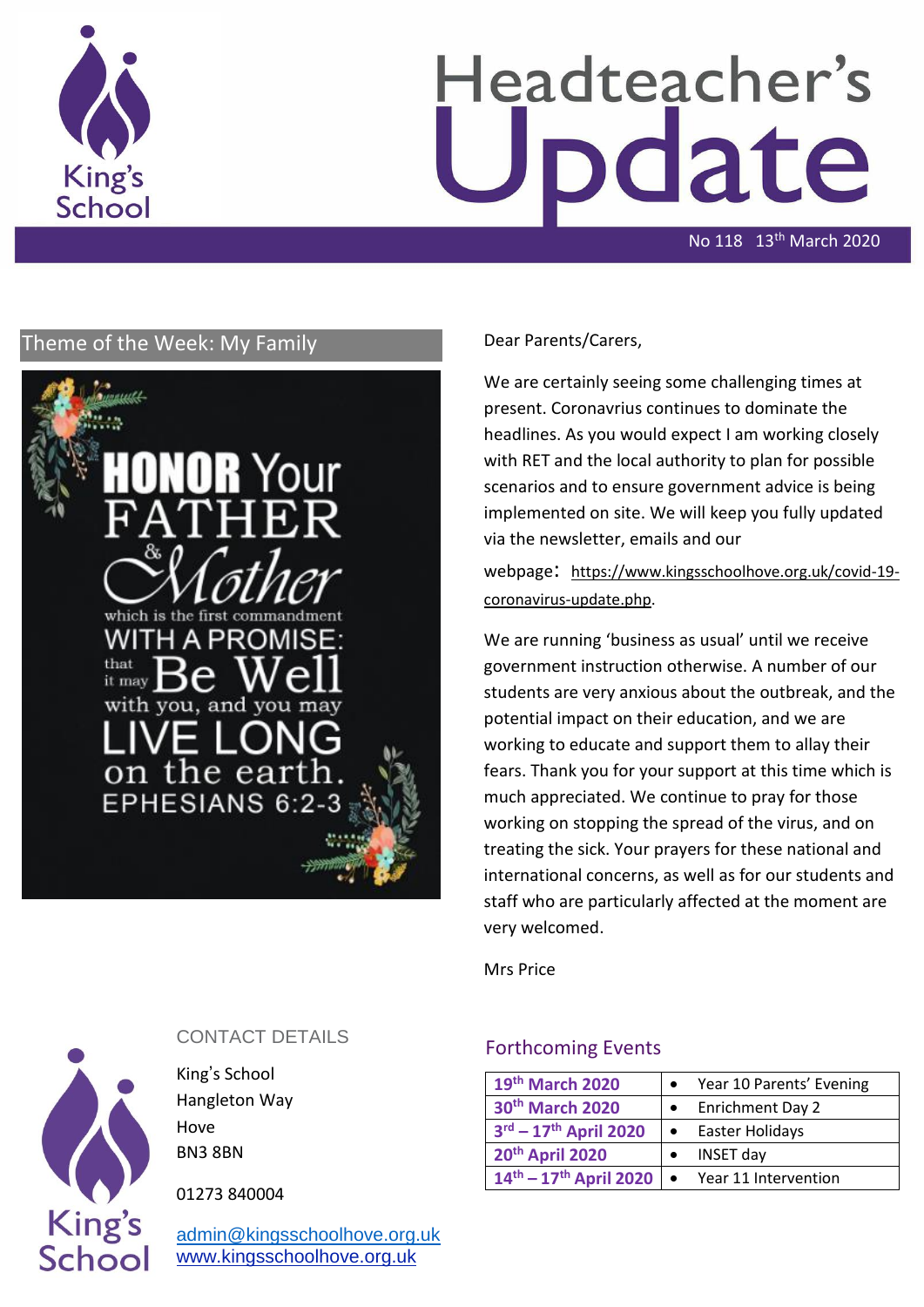# Headteacher's Update

No 118 13th March 2020

## Theme of the Week: My Family

HONOR Your FATHER & Mother which is the first commandment WITH A PROMISE: that it may Be Well with you, and you may LIVE LONG on the earth. EPHESIANS 6:2-3

Dear Parents/Carers,

We are certainly seeing some challenging times at present. Coronavrius continues to dominate the headlines. As you would expect I am working closely with RET and the local authority to plan for possible scenarios and to ensure government advice is being implemented on site. We will keep you fully updated via the newsletter, emails and our webpage: https://www.kingsschoolhove.org.uk/covid-19-coronavirus-update.php.

We are running 'business as usual' until we receive government instruction otherwise. A number of our students are very anxious about the outbreak, and the potential impact on their education, and we are working to educate and support them to allay their fears. Thank you for your support at this time which is much appreciated. We continue to pray for those working on stopping the spread of the virus, and on treating the sick. Your prayers for these national and international concerns, as well as for our students and staff who are particularly affected at the moment are very welcomed.

Mrs Price

## CONTACT DETAILS

King's School
Hangleton Way
Hove
BN3 8BN

01273 840004

admin@kingsschoolhove.org.uk
www.kingsschoolhove.org.uk

## Forthcoming Events

| Date | Event |
|---|---|
| 19th March 2020 | Year 10 Parents' Evening |
| 30th March 2020 | Enrichment Day 2 |
| 3rd – 17th April 2020 | Easter Holidays |
| 20th April 2020 | INSET day |
| 14th – 17th April 2020 | Year 11 Intervention |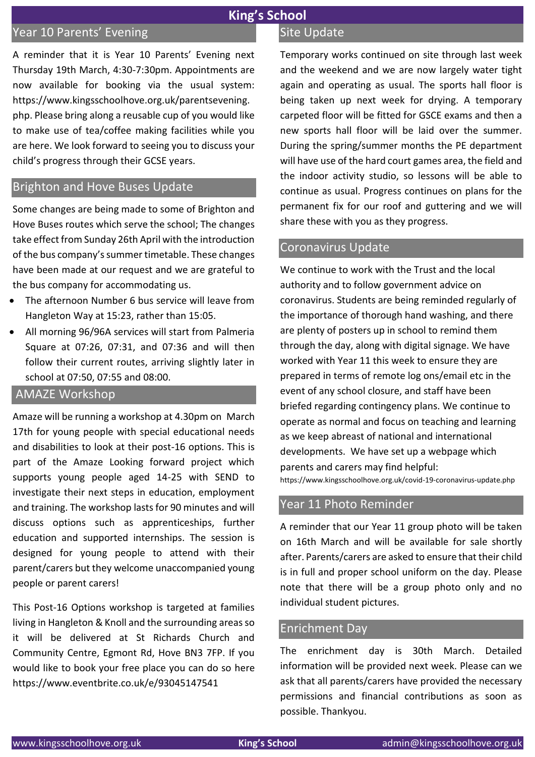# King's School

## Year 10 Parents' Evening

A reminder that it is Year 10 Parents' Evening next Thursday 19th March, 4:30-7:30pm. Appointments are now available for booking via the usual system: https://www.kingsschoolhove.org.uk/parentsevening.php. Please bring along a reusable cup of you would like to make use of tea/coffee making facilities while you are here. We look forward to seeing you to discuss your child's progress through their GCSE years.

## Brighton and Hove Buses Update

Some changes are being made to some of Brighton and Hove Buses routes which serve the school; The changes take effect from Sunday 26th April with the introduction of the bus company's summer timetable. These changes have been made at our request and we are grateful to the bus company for accommodating us.

- The afternoon Number 6 bus service will leave from Hangleton Way at 15:23, rather than 15:05.
- All morning 96/96A services will start from Palmeria Square at 07:26, 07:31, and 07:36 and will then follow their current routes, arriving slightly later in school at 07:50, 07:55 and 08:00.

## AMAZE Workshop

Amaze will be running a workshop at 4.30pm on March 17th for young people with special educational needs and disabilities to look at their post-16 options. This is part of the Amaze Looking forward project which supports young people aged 14-25 with SEND to investigate their next steps in education, employment and training. The workshop lasts for 90 minutes and will discuss options such as apprenticeships, further education and supported internships. The session is designed for young people to attend with their parent/carers but they welcome unaccompanied young people or parent carers!

This Post-16 Options workshop is targeted at families living in Hangleton & Knoll and the surrounding areas so it will be delivered at St Richards Church and Community Centre, Egmont Rd, Hove BN3 7FP. If you would like to book your free place you can do so here https://www.eventbrite.co.uk/e/93045147541

## Site Update

Temporary works continued on site through last week and the weekend and we are now largely water tight again and operating as usual. The sports hall floor is being taken up next week for drying. A temporary carpeted floor will be fitted for GSCE exams and then a new sports hall floor will be laid over the summer. During the spring/summer months the PE department will have use of the hard court games area, the field and the indoor activity studio, so lessons will be able to continue as usual. Progress continues on plans for the permanent fix for our roof and guttering and we will share these with you as they progress.

## Coronavirus Update

We continue to work with the Trust and the local authority and to follow government advice on coronavirus. Students are being reminded regularly of the importance of thorough hand washing, and there are plenty of posters up in school to remind them through the day, along with digital signage. We have worked with Year 11 this week to ensure they are prepared in terms of remote log ons/email etc in the event of any school closure, and staff have been briefed regarding contingency plans. We continue to operate as normal and focus on teaching and learning as we keep abreast of national and international developments. We have set up a webpage which parents and carers may find helpful:
https://www.kingsschoolhove.org.uk/covid-19-coronavirus-update.php

## Year 11 Photo Reminder

A reminder that our Year 11 group photo will be taken on 16th March and will be available for sale shortly after. Parents/carers are asked to ensure that their child is in full and proper school uniform on the day. Please note that there will be a group photo only and no individual student pictures.

## Enrichment Day

The enrichment day is 30th March. Detailed information will be provided next week. Please can we ask that all parents/carers have provided the necessary permissions and financial contributions as soon as possible. Thankyou.